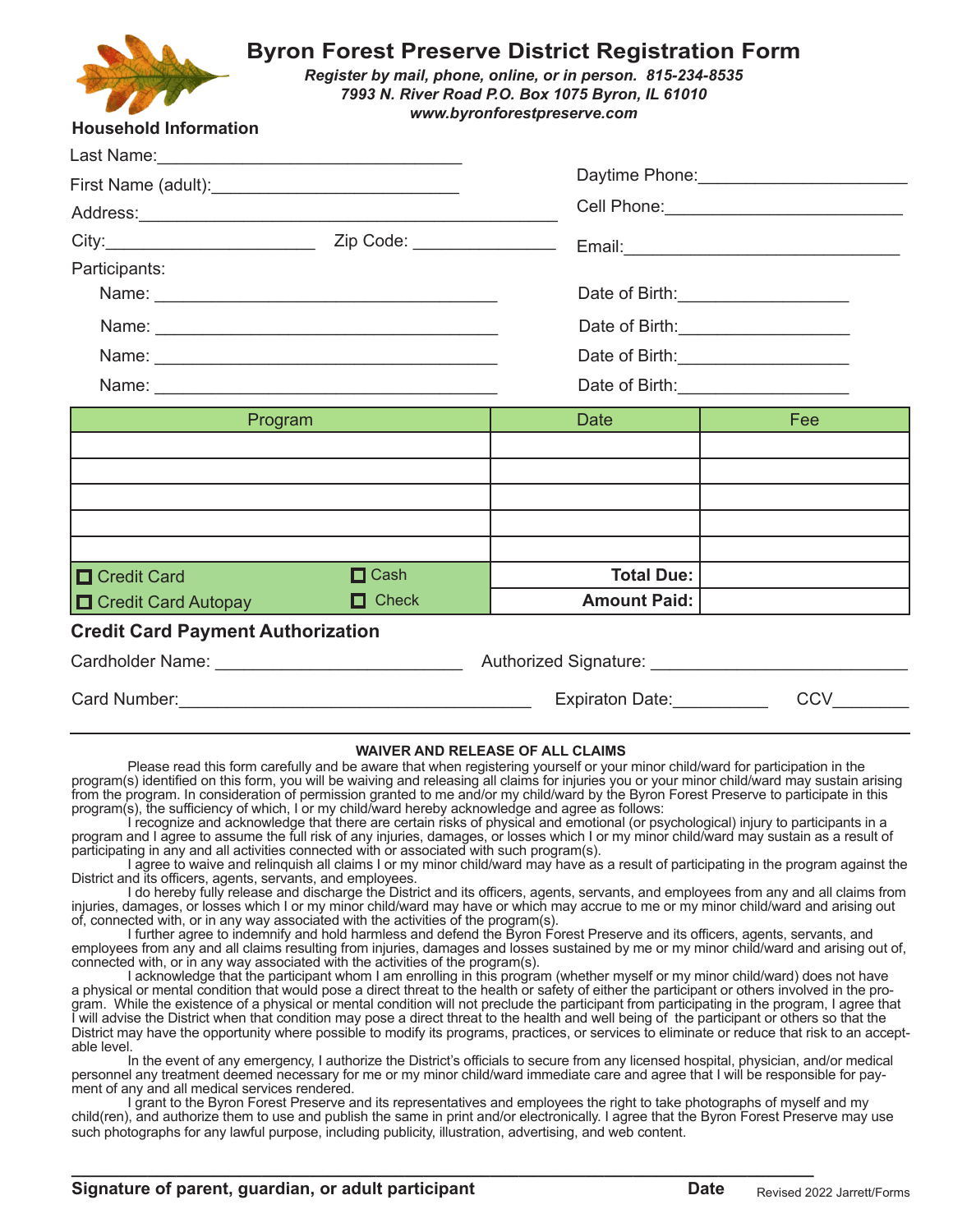# Byron Forest Preserve District Registration Form

***Register by mail, phone, online, or in person. 815-234-8535***
***7993 N. River Road P.O. Box 1075 Byron, IL 61010***
***www.byronforestpreserve.com***

## Household Information

Last Name:\_\_\_\_\_\_\_\_\_\_\_\_\_\_\_\_\_\_\_\_\_\_\_\_\_\_\_\_\_\_\_\_

First Name (adult):\_\_\_\_\_\_\_\_\_\_\_\_\_\_\_\_\_\_\_\_\_\_\_\_\_\_ Daytime Phone:\_\_\_\_\_\_\_\_\_\_\_\_\_\_\_\_\_\_\_\_\_\_

Address:\_\_\_\_\_\_\_\_\_\_\_\_\_\_\_\_\_\_\_\_\_\_\_\_\_\_\_\_\_\_\_\_\_\_\_\_\_\_\_\_\_\_\_\_\_ Cell Phone:\_\_\_\_\_\_\_\_\_\_\_\_\_\_\_\_\_\_\_\_\_\_\_\_\_

City:\_\_\_\_\_\_\_\_\_\_\_\_\_\_\_\_\_\_\_\_\_\_ Zip Code: \_\_\_\_\_\_\_\_\_\_\_\_\_\_\_ Email:\_\_\_\_\_\_\_\_\_\_\_\_\_\_\_\_\_\_\_\_\_\_\_\_\_\_\_\_\_\_

Participants:

Name: \_\_\_\_\_\_\_\_\_\_\_\_\_\_\_\_\_\_\_\_\_\_\_\_\_\_\_\_\_\_\_\_\_\_\_\_\_\_ Date of Birth:\_\_\_\_\_\_\_\_\_\_\_\_\_\_\_\_\_\_

Name: \_\_\_\_\_\_\_\_\_\_\_\_\_\_\_\_\_\_\_\_\_\_\_\_\_\_\_\_\_\_\_\_\_\_\_\_\_\_ Date of Birth:\_\_\_\_\_\_\_\_\_\_\_\_\_\_\_\_\_\_

Name: \_\_\_\_\_\_\_\_\_\_\_\_\_\_\_\_\_\_\_\_\_\_\_\_\_\_\_\_\_\_\_\_\_\_\_\_\_\_ Date of Birth:\_\_\_\_\_\_\_\_\_\_\_\_\_\_\_\_\_\_

Name: \_\_\_\_\_\_\_\_\_\_\_\_\_\_\_\_\_\_\_\_\_\_\_\_\_\_\_\_\_\_\_\_\_\_\_\_\_\_ Date of Birth:\_\_\_\_\_\_\_\_\_\_\_\_\_\_\_\_\_\_

| Program | | Date | Fee |
|---|---|---|---|
| | | | |
| | | | |
| | | | |
| | | | |
| | | | |
| ☐ Credit Card | ☐ Cash | **Total Due:** | |
| ☐ Credit Card Autopay | ☐ Check | **Amount Paid:** | |

## Credit Card Payment Authorization

Cardholder Name: \_\_\_\_\_\_\_\_\_\_\_\_\_\_\_\_\_\_\_\_\_\_\_\_\_\_ Authorized Signature: \_\_\_\_\_\_\_\_\_\_\_\_\_\_\_\_\_\_\_\_\_\_\_\_\_\_\_

Card Number:\_\_\_\_\_\_\_\_\_\_\_\_\_\_\_\_\_\_\_\_\_\_\_\_\_\_\_\_\_\_\_\_\_\_\_\_\_\_ Expiraton Date:\_\_\_\_\_\_\_\_\_\_ CCV\_\_\_\_\_\_\_\_

### WAIVER AND RELEASE OF ALL CLAIMS

Please read this form carefully and be aware that when registering yourself or your minor child/ward for participation in the program(s) identified on this form, you will be waiving and releasing all claims for injuries you or your minor child/ward may sustain arising from the program. In consideration of permission granted to me and/or my child/ward by the Byron Forest Preserve to participate in this program(s), the sufficiency of which, I or my child/ward hereby acknowledge and agree as follows:

I recognize and acknowledge that there are certain risks of physical and emotional (or psychological) injury to participants in a program and I agree to assume the full risk of any injuries, damages, or losses which I or my minor child/ward may sustain as a result of participating in any and all activities connected with or associated with such program(s).

I agree to waive and relinquish all claims I or my minor child/ward may have as a result of participating in the program against the District and its officers, agents, servants, and employees.

I do hereby fully release and discharge the District and its officers, agents, servants, and employees from any and all claims from injuries, damages, or losses which I or my minor child/ward may have or which may accrue to me or my minor child/ward and arising out of, connected with, or in any way associated with the activities of the program(s).

I further agree to indemnify and hold harmless and defend the Byron Forest Preserve and its officers, agents, servants, and employees from any and all claims resulting from injuries, damages and losses sustained by me or my minor child/ward and arising out of, connected with, or in any way associated with the activities of the program(s).

I acknowledge that the participant whom I am enrolling in this program (whether myself or my minor child/ward) does not have a physical or mental condition that would pose a direct threat to the health or safety of either the participant or others involved in the program. While the existence of a physical or mental condition will not preclude the participant from participating in the program, I agree that I will advise the District when that condition may pose a direct threat to the health and well being of the participant or others so that the District may have the opportunity where possible to modify its programs, practices, or services to eliminate or reduce that risk to an acceptable level.

In the event of any emergency, I authorize the District's officials to secure from any licensed hospital, physician, and/or medical personnel any treatment deemed necessary for me or my minor child/ward immediate care and agree that I will be responsible for payment of any and all medical services rendered.

I grant to the Byron Forest Preserve and its representatives and employees the right to take photographs of myself and my child(ren), and authorize them to use and publish the same in print and/or electronically. I agree that the Byron Forest Preserve may use such photographs for any lawful purpose, including publicity, illustration, advertising, and web content.

\_\_\_\_\_\_\_\_\_\_\_\_\_\_\_\_\_\_\_\_\_\_\_\_\_\_\_\_\_\_\_\_\_\_\_\_\_\_\_\_\_\_\_\_\_\_\_\_\_\_\_\_\_\_\_\_\_\_\_\_\_\_\_\_\_\_\_\_\_\_\_\_\_\_\_\_\_

**Signature of parent, guardian, or adult participant** **Date**

Revised 2022 Jarrett/Forms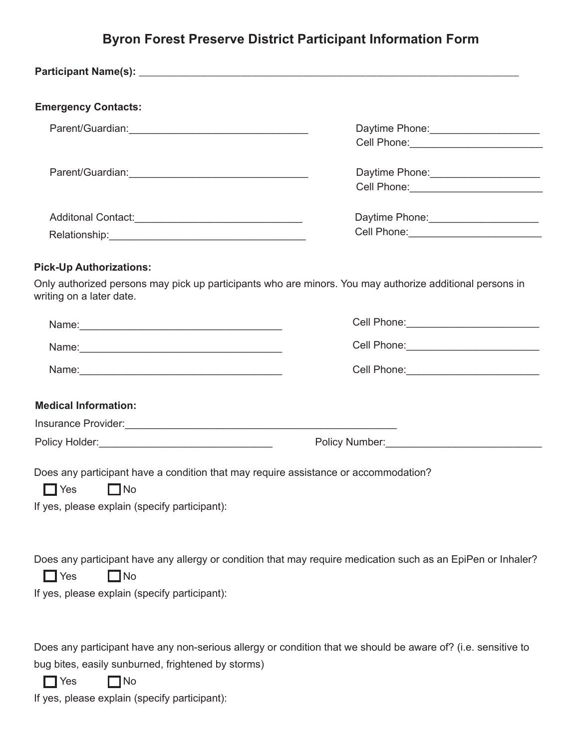# Byron Forest Preserve District Participant Information Form

**Participant Name(s):** ____________________________________________________________________

**Emergency Contacts:**

Parent/Guardian:________________________________ Daytime Phone:___________________
Cell Phone:_______________________

Parent/Guardian:________________________________ Daytime Phone:___________________
Cell Phone:_______________________

Additonal Contact:_____________________________ Daytime Phone:___________________
Relationship:__________________________________ Cell Phone:_______________________

**Pick-Up Authorizations:**

Only authorized persons may pick up participants who are minors. You may authorize additional persons in writing on a later date.

Name:____________________________________ Cell Phone:_______________________

Name:____________________________________ Cell Phone:_______________________

Name:____________________________________ Cell Phone:_______________________

**Medical Information:**

Insurance Provider:_________________________________________________

Policy Holder:______________________________ Policy Number:___________________________

Does any participant have a condition that may require assistance or accommodation?

☐ Yes ☐ No

If yes, please explain (specify participant):

Does any participant have any allergy or condition that may require medication such as an EpiPen or Inhaler?

☐ Yes ☐ No

If yes, please explain (specify participant):

Does any participant have any non-serious allergy or condition that we should be aware of? (i.e. sensitive to bug bites, easily sunburned, frightened by storms)

☐ Yes ☐ No

If yes, please explain (specify participant):